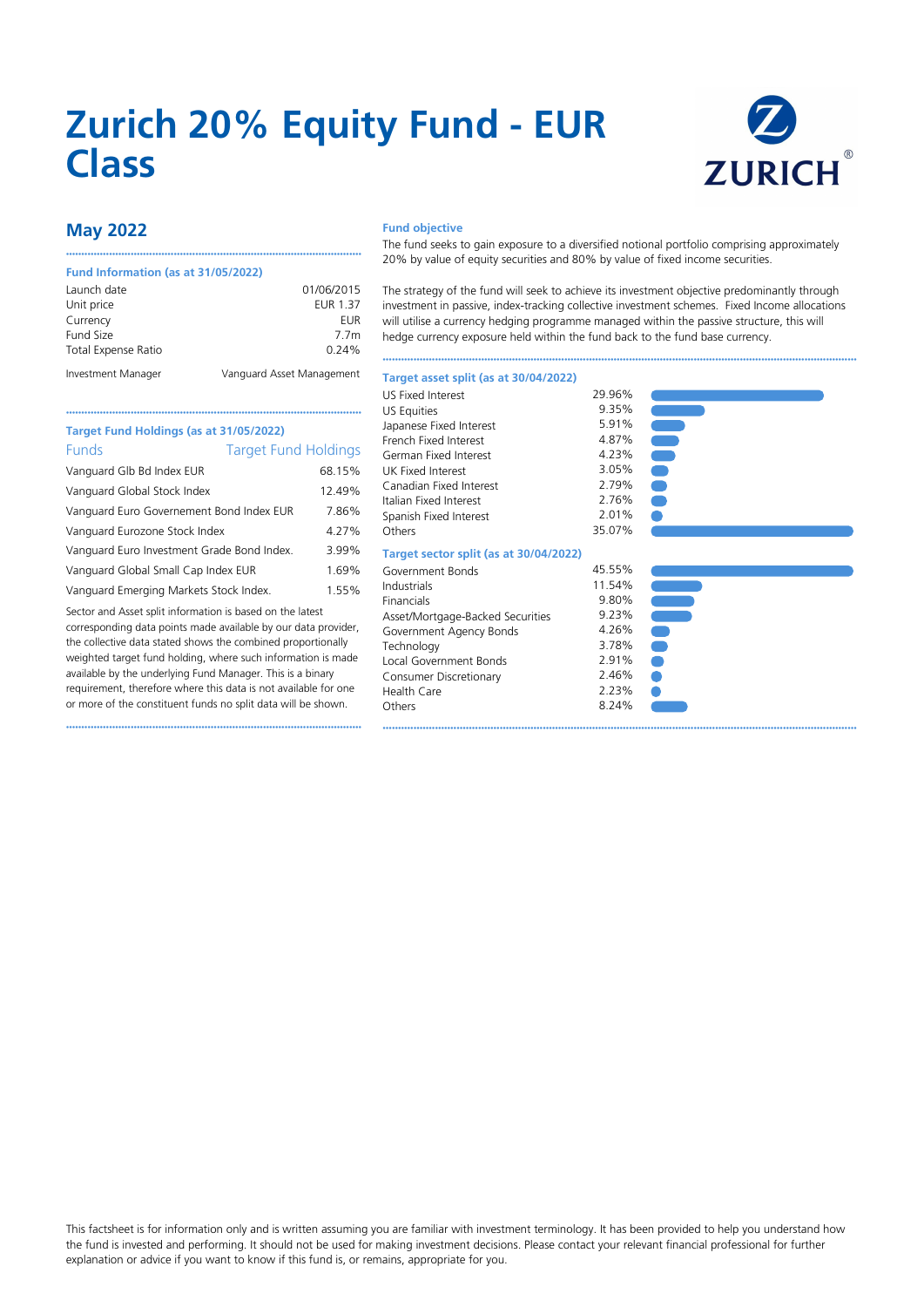# Zurich 20% Equity Fund - EUR Class

## May 2022

### Fund Information (as at 31/05/2022)

| | |
|---|---|
| Launch date | 01/06/2015 |
| Unit price | EUR 1.37 |
| Currency | EUR |
| Fund Size | 7.7m |
| Total Expense Ratio | 0.24% |
| Investment Manager | Vanguard Asset Management |

### Target Fund Holdings (as at 31/05/2022)

| Funds | Target Fund Holdings |
|---|---|
| Vanguard Glb Bd Index EUR | 68.15% |
| Vanguard Global Stock Index | 12.49% |
| Vanguard Euro Governement Bond Index EUR | 7.86% |
| Vanguard Eurozone Stock Index | 4.27% |
| Vanguard Euro Investment Grade Bond Index. | 3.99% |
| Vanguard Global Small Cap Index EUR | 1.69% |
| Vanguard Emerging Markets Stock Index. | 1.55% |

Sector and Asset split information is based on the latest corresponding data points made available by our data provider, the collective data stated shows the combined proportionally weighted target fund holding, where such information is made available by the underlying Fund Manager. This is a binary requirement, therefore where this data is not available for one or more of the constituent funds no split data will be shown.

### Fund objective

The fund seeks to gain exposure to a diversified notional portfolio comprising approximately 20% by value of equity securities and 80% by value of fixed income securities.

The strategy of the fund will seek to achieve its investment objective predominantly through investment in passive, index-tracking collective investment schemes. Fixed Income allocations will utilise a currency hedging programme managed within the passive structure, this will hedge currency exposure held within the fund back to the fund base currency.

### Target asset split (as at 30/04/2022)

| | |
|---|---|
| US Fixed Interest | 29.96% |
| US Equities | 9.35% |
| Japanese Fixed Interest | 5.91% |
| French Fixed Interest | 4.87% |
| German Fixed Interest | 4.23% |
| UK Fixed Interest | 3.05% |
| Canadian Fixed Interest | 2.79% |
| Italian Fixed Interest | 2.76% |
| Spanish Fixed Interest | 2.01% |
| Others | 35.07% |

### Target sector split (as at 30/04/2022)

| | |
|---|---|
| Government Bonds | 45.55% |
| Industrials | 11.54% |
| Financials | 9.80% |
| Asset/Mortgage-Backed Securities | 9.23% |
| Government Agency Bonds | 4.26% |
| Technology | 3.78% |
| Local Government Bonds | 2.91% |
| Consumer Discretionary | 2.46% |
| Health Care | 2.23% |
| Others | 8.24% |

This factsheet is for information only and is written assuming you are familiar with investment terminology. It has been provided to help you understand how the fund is invested and performing. It should not be used for making investment decisions. Please contact your relevant financial professional for further explanation or advice if you want to know if this fund is, or remains, appropriate for you.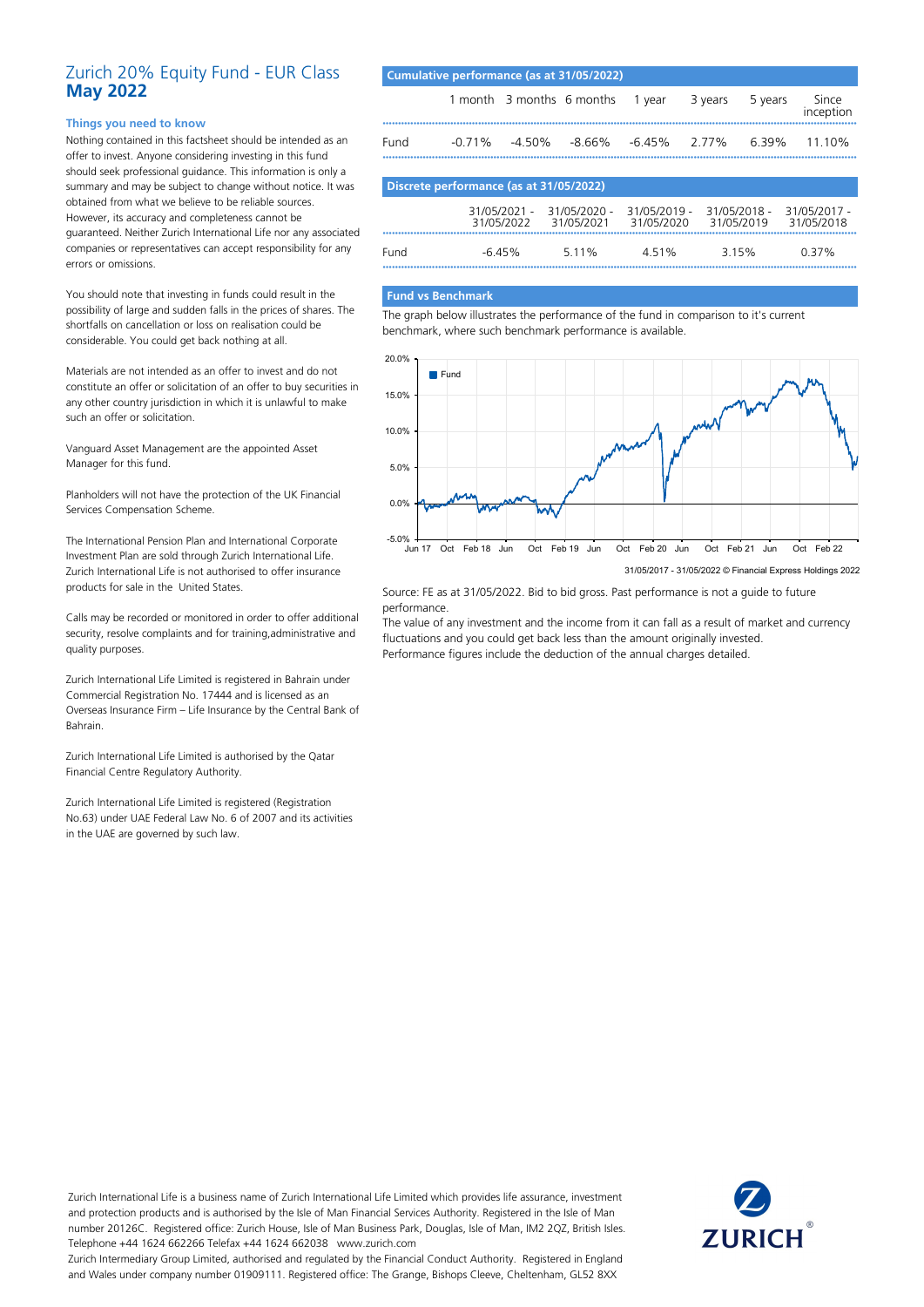# Zurich 20% Equity Fund - EUR Class
## May 2022

### Things you need to know

Nothing contained in this factsheet should be intended as an offer to invest. Anyone considering investing in this fund should seek professional guidance. This information is only a summary and may be subject to change without notice. It was obtained from what we believe to be reliable sources. However, its accuracy and completeness cannot be guaranteed. Neither Zurich International Life nor any associated companies or representatives can accept responsibility for any errors or omissions.

You should note that investing in funds could result in the possibility of large and sudden falls in the prices of shares. The shortfalls on cancellation or loss on realisation could be considerable. You could get back nothing at all.

Materials are not intended as an offer to invest and do not constitute an offer or solicitation of an offer to buy securities in any other country jurisdiction in which it is unlawful to make such an offer or solicitation.

Vanguard Asset Management are the appointed Asset Manager for this fund.

Planholders will not have the protection of the UK Financial Services Compensation Scheme.

The International Pension Plan and International Corporate Investment Plan are sold through Zurich International Life. Zurich International Life is not authorised to offer insurance products for sale in the United States.

Calls may be recorded or monitored in order to offer additional security, resolve complaints and for training,administrative and quality purposes.

Zurich International Life Limited is registered in Bahrain under Commercial Registration No. 17444 and is licensed as an Overseas Insurance Firm – Life Insurance by the Central Bank of Bahrain.

Zurich International Life Limited is authorised by the Qatar Financial Centre Regulatory Authority.

Zurich International Life Limited is registered (Registration No.63) under UAE Federal Law No. 6 of 2007 and its activities in the UAE are governed by such law.

### Cumulative performance (as at 31/05/2022)

| | 1 month | 3 months | 6 months | 1 year | 3 years | 5 years | Since inception |
|---|---|---|---|---|---|---|---|
| Fund | -0.71% | -4.50% | -8.66% | -6.45% | 2.77% | 6.39% | 11.10% |

### Discrete performance (as at 31/05/2022)

| | 31/05/2021 - 31/05/2022 | 31/05/2020 - 31/05/2021 | 31/05/2019 - 31/05/2020 | 31/05/2018 - 31/05/2019 | 31/05/2017 - 31/05/2018 |
|---|---|---|---|---|---|
| Fund | -6.45% | 5.11% | 4.51% | 3.15% | 0.37% |

### Fund vs Benchmark

The graph below illustrates the performance of the fund in comparison to it's current benchmark, where such benchmark performance is available.

Fund

20.0%
15.0%
10.0%
5.0%
0.0%
-5.0%

Jun 17 Oct Feb 18 Jun Oct Feb 19 Jun Oct Feb 20 Jun Oct Feb 21 Jun Oct Feb 22

31/05/2017 - 31/05/2022 © Financial Express Holdings 2022

Source: FE as at 31/05/2022. Bid to bid gross. Past performance is not a guide to future performance.
The value of any investment and the income from it can fall as a result of market and currency fluctuations and you could get back less than the amount originally invested.
Performance figures include the deduction of the annual charges detailed.

Zurich International Life is a business name of Zurich International Life Limited which provides life assurance, investment and protection products and is authorised by the Isle of Man Financial Services Authority. Registered in the Isle of Man number 20126C. Registered office: Zurich House, Isle of Man Business Park, Douglas, Isle of Man, IM2 2QZ, British Isles. Telephone +44 1624 662266 Telefax +44 1624 662038 www.zurich.com
Zurich Intermediary Group Limited, authorised and regulated by the Financial Conduct Authority. Registered in England and Wales under company number 01909111. Registered office: The Grange, Bishops Cleeve, Cheltenham, GL52 8XX

ZURICH